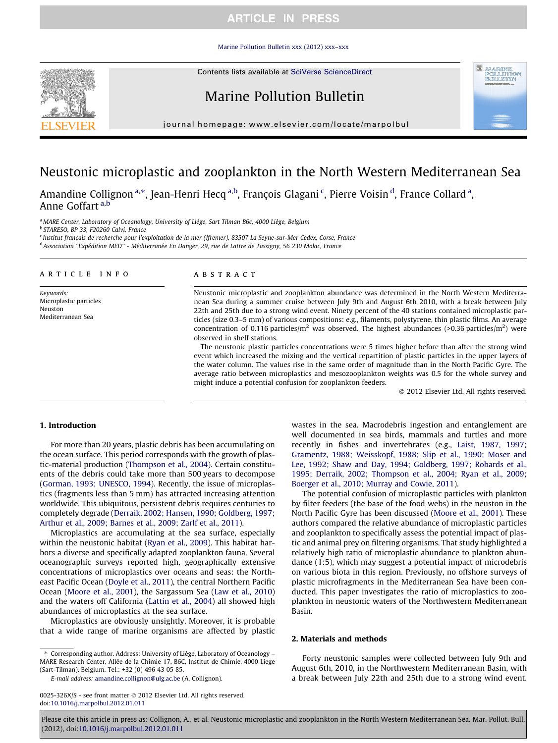# Neustonic microplastic and zooplankton in the North Western Mediterranean Sea

Amandine Collignon [a,*], Jean-Henri Hecq [a,b], François Glagani [c], Pierre Voisin [d], France Collard [a], Anne Goffart [a,b]

[a] MARE Center, Laboratory of Oceanology, University of Liège, Sart Tilman B6c, 4000 Liège, Belgium
[b] STARESO, BP 33, F20260 Calvi, France
[c] Institut français de recherche pour l'exploitation de la mer (Ifremer), 83507 La Seyne-sur-Mer Cedex, Corse, France
[d] Association "Expédition MED" - Méditerranée En Danger, 29, rue de Lattre de Tassigny, 56 230 Molac, France

## ARTICLE INFO

*Keywords:*
Microplastic particles
Neuston
Mediterranean Sea

## ABSTRACT

Neustonic microplastic and zooplankton abundance was determined in the North Western Mediterranean Sea during a summer cruise between July 9th and August 6th 2010, with a break between July 22th and 25th due to a strong wind event. Ninety percent of the 40 stations contained microplastic particles (size 0.3–5 mm) of various compositions: e.g., filaments, polystyrene, thin plastic films. An average concentration of 0.116 particles/$m^2$ was observed. The highest abundances (>0.36 particles/$m^2$) were observed in shelf stations.

The neustonic plastic particles concentrations were 5 times higher before than after the strong wind event which increased the mixing and the vertical repartition of plastic particles in the upper layers of the water column. The values rise in the same order of magnitude than in the North Pacific Gyre. The average ratio between microplastics and mesozooplankton weights was 0.5 for the whole survey and might induce a potential confusion for zooplankton feeders.

© 2012 Elsevier Ltd. All rights reserved.

## 1. Introduction

For more than 20 years, plastic debris has been accumulating on the ocean surface. This period corresponds with the growth of plastic-material production (Thompson et al., 2004). Certain constituents of the debris could take more than 500 years to decompose (Gorman, 1993; UNESCO, 1994). Recently, the issue of microplastics (fragments less than 5 mm) has attracted increasing attention worldwide. This ubiquitous, persistent debris requires centuries to completely degrade (Derraik, 2002; Hansen, 1990; Goldberg, 1997; Arthur et al., 2009; Barnes et al., 2009; Zarlf et al., 2011).

Microplastics are accumulating at the sea surface, especially within the neustonic habitat (Ryan et al., 2009). This habitat harbors a diverse and specifically adapted zooplankton fauna. Several oceanographic surveys reported high, geographically extensive concentrations of microplastics over oceans and seas: the Northeast Pacific Ocean (Doyle et al., 2011), the central Northern Pacific Ocean (Moore et al., 2001), the Sargassum Sea (Law et al., 2010) and the waters off California (Lattin et al., 2004) all showed high abundances of microplastics at the sea surface.

Microplastics are obviously unsightly. Moreover, it is probable that a wide range of marine organisms are affected by plastic wastes in the sea. Macrodebris ingestion and entanglement are well documented in sea birds, mammals and turtles and more recently in fishes and invertebrates (e.g., Laist, 1987, 1997; Gramentz, 1988; Weisskopf, 1988; Slip et al., 1990; Moser and Lee, 1992; Shaw and Day, 1994; Goldberg, 1997; Robards et al., 1995; Derraik, 2002; Thompson et al., 2004; Ryan et al., 2009; Boerger et al., 2010; Murray and Cowie, 2011).

The potential confusion of microplastic particles with plankton by filter feeders (the base of the food webs) in the neuston in the North Pacific Gyre has been discussed (Moore et al., 2001). These authors compared the relative abundance of microplastic particles and zooplankton to specifically assess the potential impact of plastic and animal prey on filtering organisms. That study highlighted a relatively high ratio of microplastic abundance to plankton abundance (1:5), which may suggest a potential impact of microdebris on various biota in this region. Previously, no offshore surveys of plastic microfragments in the Mediterranean Sea have been conducted. This paper investigates the ratio of microplastics to zooplankton in neustonic waters of the Northwestern Mediterranean Basin.

## 2. Materials and methods

Forty neustonic samples were collected between July 9th and August 6th, 2010, in the Northwestern Mediterranean Basin, with a break between July 22th and 25th due to a strong wind event.

* Corresponding author. Address: University of Liège, Laboratory of Oceanology – MARE Research Center, Allée de la Chimie 17, B6C, Institut de Chimie, 4000 Liege (Sart-Tilman), Belgium. Tel.: +32 (0) 496 43 05 85.
E-mail address: amandine.collignon@ulg.ac.be (A. Collignon).

0025-326X/$ - see front matter © 2012 Elsevier Ltd. All rights reserved.
doi:10.1016/j.marpolbul.2012.01.011

Please cite this article in press as: Collignon, A., et al. Neustonic microplastic and zooplankton in the North Western Mediterranean Sea. Mar. Pollut. Bull. (2012), doi:10.1016/j.marpolbul.2012.01.011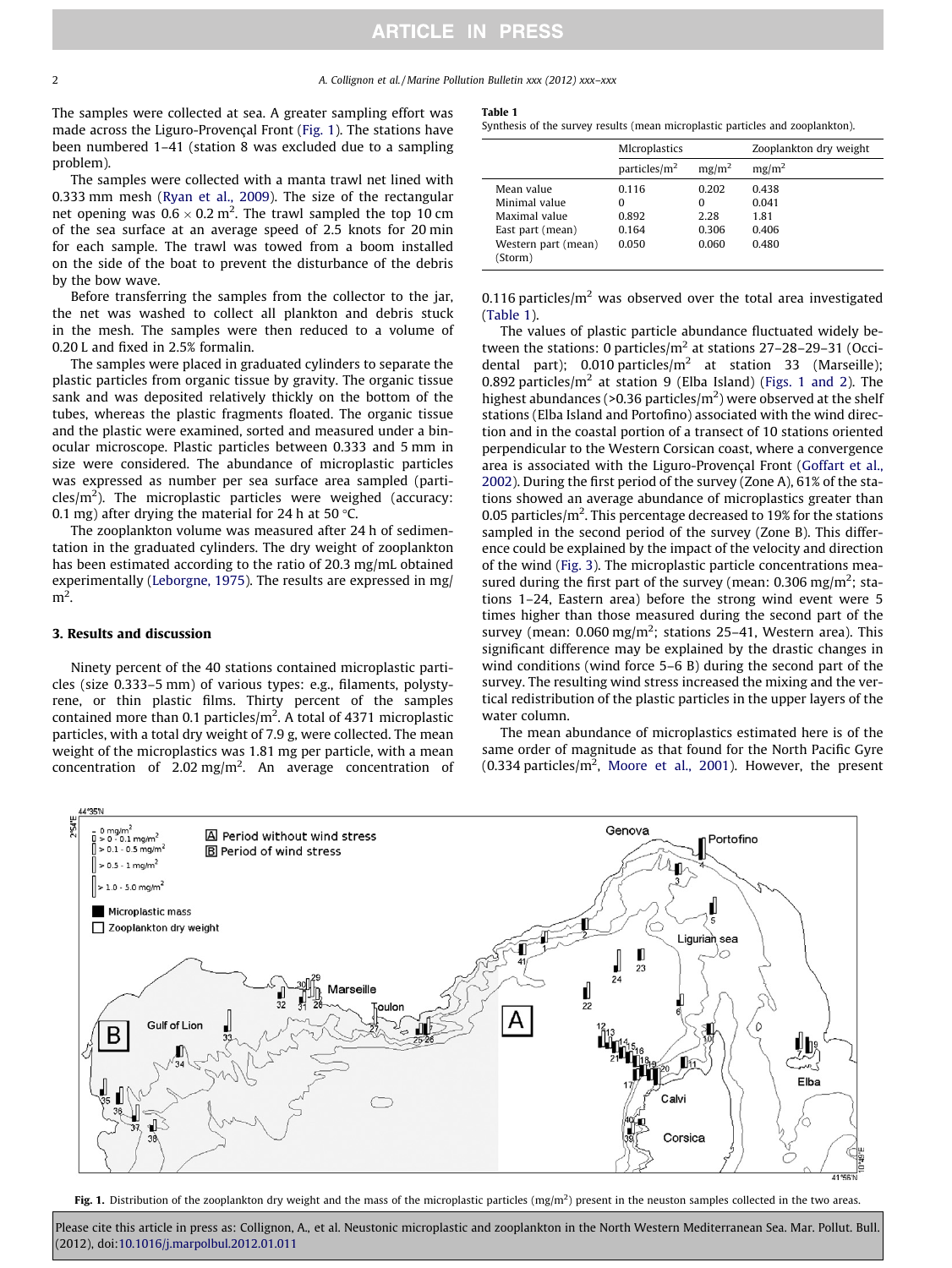The samples were collected at sea. A greater sampling effort was made across the Liguro-Provençal Front (Fig. 1). The stations have been numbered 1–41 (station 8 was excluded due to a sampling problem).

The samples were collected with a manta trawl net lined with 0.333 mm mesh (Ryan et al., 2009). The size of the rectangular net opening was $0.6 \times 0.2\ m^2$. The trawl sampled the top 10 cm of the sea surface at an average speed of 2.5 knots for 20 min for each sample. The trawl was towed from a boom installed on the side of the boat to prevent the disturbance of the debris by the bow wave.

Before transferring the samples from the collector to the jar, the net was washed to collect all plankton and debris stuck in the mesh. The samples were then reduced to a volume of 0.20 L and fixed in 2.5% formalin.

The samples were placed in graduated cylinders to separate the plastic particles from organic tissue by gravity. The organic tissue sank and was deposited relatively thickly on the bottom of the tubes, whereas the plastic fragments floated. The organic tissue and the plastic were examined, sorted and measured under a binocular microscope. Plastic particles between 0.333 and 5 mm in size were considered. The abundance of microplastic particles was expressed as number per sea surface area sampled (particles/$m^2$). The microplastic particles were weighed (accuracy: 0.1 mg) after drying the material for 24 h at 50 °C.

The zooplankton volume was measured after 24 h of sedimentation in the graduated cylinders. The dry weight of zooplankton has been estimated according to the ratio of 20.3 mg/mL obtained experimentally (Leborgne, 1975). The results are expressed in mg/$m^2$.

## 3. Results and discussion

Ninety percent of the 40 stations contained microplastic particles (size 0.333–5 mm) of various types: e.g., filaments, polystyrene, or thin plastic films. Thirty percent of the samples contained more than 0.1 particles/$m^2$. A total of 4371 microplastic particles, with a total dry weight of 7.9 g, were collected. The mean weight of the microplastics was 1.81 mg per particle, with a mean concentration of 2.02 mg/$m^2$. An average concentration of 0.116 particles/$m^2$ was observed over the total area investigated (Table 1).

**Table 1**
Synthesis of the survey results (mean microplastic particles and zooplankton).

| | MIcroplastics | | Zooplankton dry weight |
|---|---|---|---|
| | particles/$m^2$ | mg/$m^2$ | mg/$m^2$ |
| Mean value | 0.116 | 0.202 | 0.438 |
| Minimal value | 0 | 0 | 0.041 |
| Maximal value | 0.892 | 2.28 | 1.81 |
| East part (mean) | 0.164 | 0.306 | 0.406 |
| Western part (mean) (Storm) | 0.050 | 0.060 | 0.480 |

The values of plastic particle abundance fluctuated widely between the stations: 0 particles/$m^2$ at stations 27–28–29–31 (Occidental part); 0.010 particles/$m^2$ at station 33 (Marseille); 0.892 particles/$m^2$ at station 9 (Elba Island) (Figs. 1 and 2). The highest abundances (>0.36 particles/$m^2$) were observed at the shelf stations (Elba Island and Portofino) associated with the wind direction and in the coastal portion of a transect of 10 stations oriented perpendicular to the Western Corsican coast, where a convergence area is associated with the Liguro-Provençal Front (Goffart et al., 2002). During the first period of the survey (Zone A), 61% of the stations showed an average abundance of microplastics greater than 0.05 particles/$m^2$. This percentage decreased to 19% for the stations sampled in the second period of the survey (Zone B). This difference could be explained by the impact of the velocity and direction of the wind (Fig. 3). The microplastic particle concentrations measured during the first part of the survey (mean: 0.306 mg/$m^2$; stations 1–24, Eastern area) before the strong wind event were 5 times higher than those measured during the second part of the survey (mean: 0.060 mg/$m^2$; stations 25–41, Western area). This significant difference may be explained by the drastic changes in wind conditions (wind force 5–6 B) during the second part of the survey. The resulting wind stress increased the mixing and the vertical redistribution of the plastic particles in the upper layers of the water column.

The mean abundance of microplastics estimated here is of the same order of magnitude as that found for the North Pacific Gyre (0.334 particles/$m^2$, Moore et al., 2001). However, the present

**Fig. 1.** Distribution of the zooplankton dry weight and the mass of the microplastic particles (mg/$m^2$) present in the neuston samples collected in the two areas.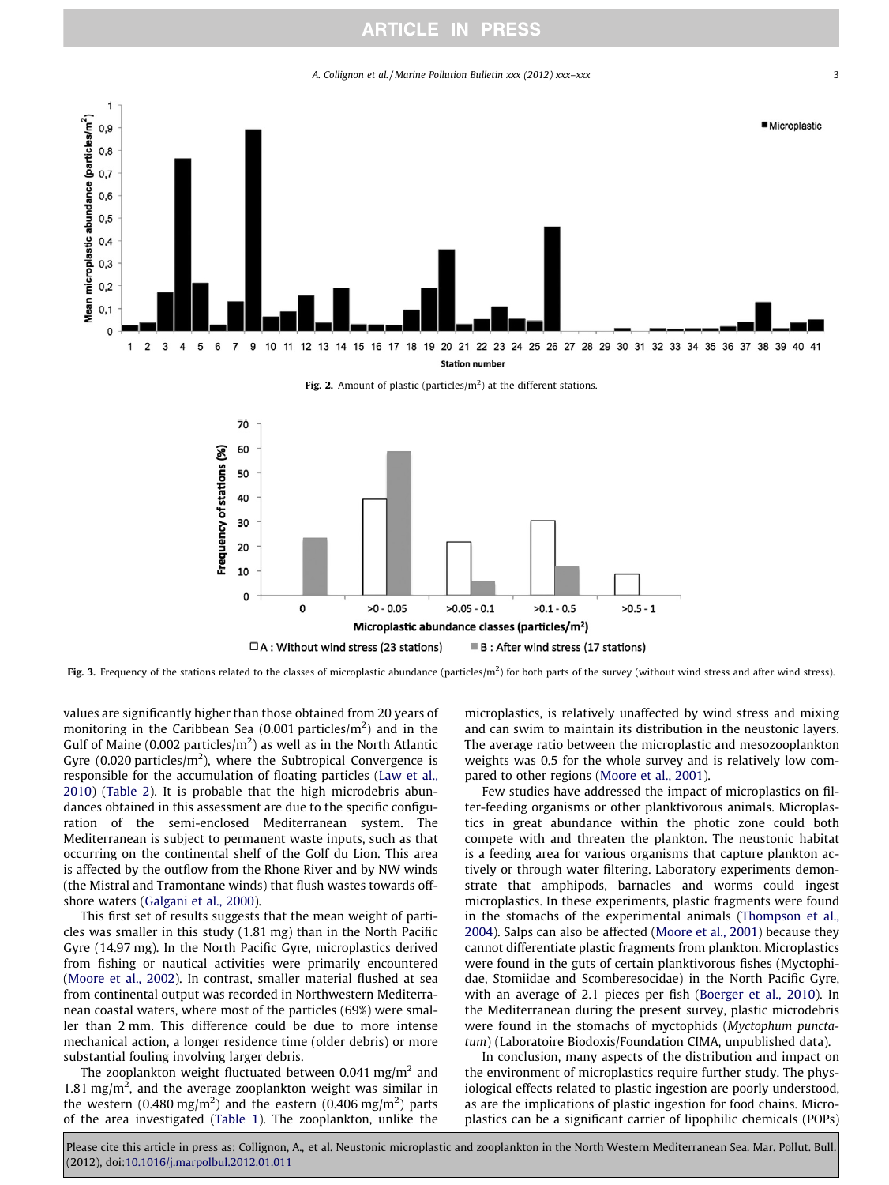Fig. 2. Amount of plastic (particles/m$^2$) at the different stations.

Fig. 3. Frequency of the stations related to the classes of microplastic abundance (particles/m$^2$) for both parts of the survey (without wind stress and after wind stress).

values are significantly higher than those obtained from 20 years of monitoring in the Caribbean Sea (0.001 particles/m$^2$) and in the Gulf of Maine (0.002 particles/m$^2$) as well as in the North Atlantic Gyre (0.020 particles/m$^2$), where the Subtropical Convergence is responsible for the accumulation of floating particles (Law et al., 2010) (Table 2). It is probable that the high microdebris abundances obtained in this assessment are due to the specific configuration of the semi-enclosed Mediterranean system. The Mediterranean is subject to permanent waste inputs, such as that occurring on the continental shelf of the Golf du Lion. This area is affected by the outflow from the Rhone River and by NW winds (the Mistral and Tramontane winds) that flush wastes towards offshore waters (Galgani et al., 2000).

This first set of results suggests that the mean weight of particles was smaller in this study (1.81 mg) than in the North Pacific Gyre (14.97 mg). In the North Pacific Gyre, microplastics derived from fishing or nautical activities were primarily encountered (Moore et al., 2002). In contrast, smaller material flushed at sea from continental output was recorded in Northwestern Mediterranean coastal waters, where most of the particles (69%) were smaller than 2 mm. This difference could be due to more intense mechanical action, a longer residence time (older debris) or more substantial fouling involving larger debris.

The zooplankton weight fluctuated between 0.041 mg/m$^2$ and 1.81 mg/m$^2$, and the average zooplankton weight was similar in the western (0.480 mg/m$^2$) and the eastern (0.406 mg/m$^2$) parts of the area investigated (Table 1). The zooplankton, unlike the microplastics, is relatively unaffected by wind stress and mixing and can swim to maintain its distribution in the neustonic layers. The average ratio between the microplastic and mesozooplankton weights was 0.5 for the whole survey and is relatively low compared to other regions (Moore et al., 2001).

Few studies have addressed the impact of microplastics on filter-feeding organisms or other planktivorous animals. Microplastics in great abundance within the photic zone could both compete with and threaten the plankton. The neustonic habitat is a feeding area for various organisms that capture plankton actively or through water filtering. Laboratory experiments demonstrate that amphipods, barnacles and worms could ingest microplastics. In these experiments, plastic fragments were found in the stomachs of the experimental animals (Thompson et al., 2004). Salps can also be affected (Moore et al., 2001) because they cannot differentiate plastic fragments from plankton. Microplastics were found in the guts of certain planktivorous fishes (Myctophidae, Stomiidae and Scomberesocidae) in the North Pacific Gyre, with an average of 2.1 pieces per fish (Boerger et al., 2010). In the Mediterranean during the present survey, plastic microdebris were found in the stomachs of myctophids (*Myctophum punctatum*) (Laboratoire Biodoxis/Foundation CIMA, unpublished data).

In conclusion, many aspects of the distribution and impact on the environment of microplastics require further study. The physiological effects related to plastic ingestion are poorly understood, as are the implications of plastic ingestion for food chains. Microplastics can be a significant carrier of lipophilic chemicals (POPs)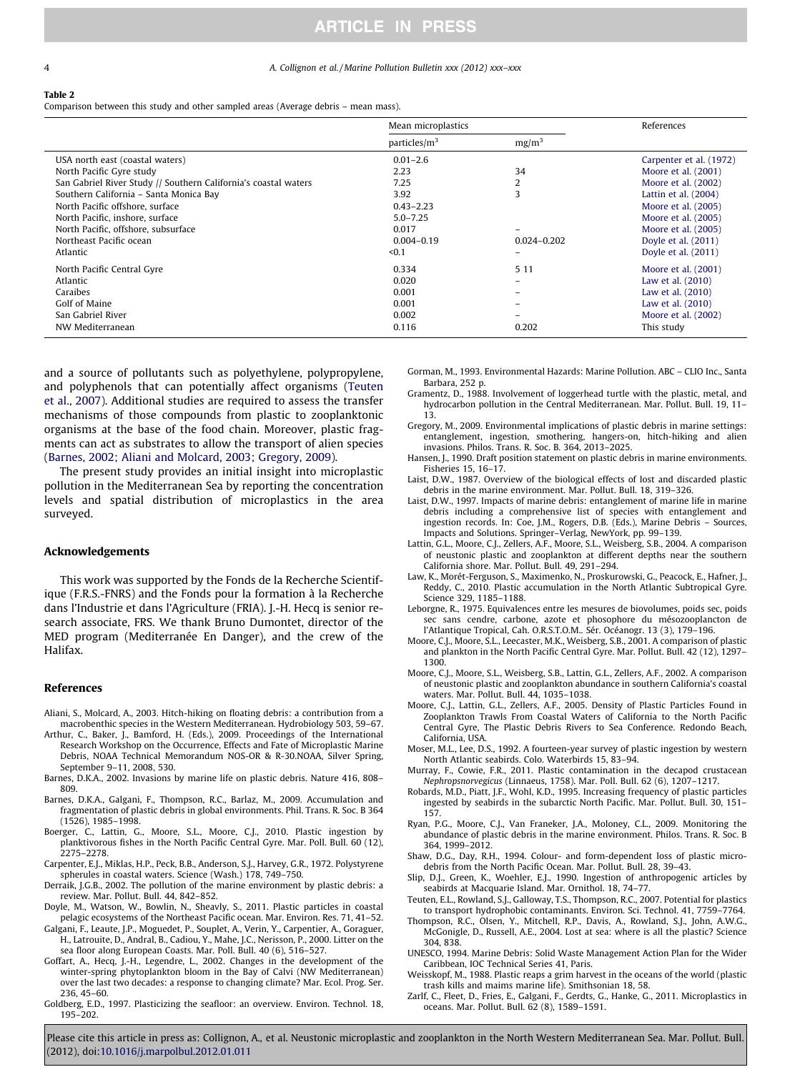**Table 2**
Comparison between this study and other sampled areas (Average debris – mean mass).

| | Mean microplastics | | References |
|---|---|---|---|
| | particles/m³ | mg/m³ | |
| USA north east (coastal waters) | 0.01–2.6 | | Carpenter et al. (1972) |
| North Pacific Gyre study | 2.23 | 34 | Moore et al. (2001) |
| San Gabriel River Study // Southern California's coastal waters | 7.25 | 2 | Moore et al. (2002) |
| Southern California – Santa Monica Bay | 3.92 | 3 | Lattin et al. (2004) |
| North Pacific offshore, surface | 0.43–2.23 | | Moore et al. (2005) |
| North Pacific, inshore, surface | 5.0–7.25 | | Moore et al. (2005) |
| North Pacific, offshore, subsurface | 0.017 | – | Moore et al. (2005) |
| Northeast Pacific ocean | 0.004–0.19 | 0.024–0.202 | Doyle et al. (2011) |
| Atlantic | <0.1 | – | Doyle et al. (2011) |
| North Pacific Central Gyre | 0.334 | 5 11 | Moore et al. (2001) |
| Atlantic | 0.020 | – | Law et al. (2010) |
| Caraibes | 0.001 | – | Law et al. (2010) |
| Golf of Maine | 0.001 | – | Law et al. (2010) |
| San Gabriel River | 0.002 | – | Moore et al. (2002) |
| NW Mediterranean | 0.116 | 0.202 | This study |

and a source of pollutants such as polyethylene, polypropylene, and polyphenols that can potentially affect organisms (Teuten et al., 2007). Additional studies are required to assess the transfer mechanisms of those compounds from plastic to zooplanktonic organisms at the base of the food chain. Moreover, plastic fragments can act as substrates to allow the transport of alien species (Barnes, 2002; Aliani and Molcard, 2003; Gregory, 2009).

The present study provides an initial insight into microplastic pollution in the Mediterranean Sea by reporting the concentration levels and spatial distribution of microplastics in the area surveyed.

## Acknowledgements

This work was supported by the Fonds de la Recherche Scientifique (F.R.S.-FNRS) and the Fonds pour la formation à la Recherche dans l'Industrie et dans l'Agriculture (FRIA). J.-H. Hecq is senior research associate, FRS. We thank Bruno Dumontet, director of the MED program (Mediterranée En Danger), and the crew of the Halifax.

## References

Aliani, S., Molcard, A., 2003. Hitch-hiking on floating debris: a contribution from a macrobenthic species in the Western Mediterranean. Hydrobiology 503, 59–67.

Arthur, C., Baker, J., Bamford, H. (Eds.), 2009. Proceedings of the International Research Workshop on the Occurrence, Effects and Fate of Microplastic Marine Debris, NOAA Technical Memorandum NOS-OR & R-30.NOAA, Silver Spring, September 9–11, 2008, 530.

Barnes, D.K.A., 2002. Invasions by marine life on plastic debris. Nature 416, 808–809.

Barnes, D.K.A., Galgani, F., Thompson, R.C., Barlaz, M., 2009. Accumulation and fragmentation of plastic debris in global environments. Phil. Trans. R. Soc. B 364 (1526), 1985–1998.

Boerger, C., Lattin, G., Moore, S.L., Moore, C.J., 2010. Plastic ingestion by planktivorous fishes in the North Pacific Central Gyre. Mar. Poll. Bull. 60 (12), 2275–2278.

Carpenter, E.J., Miklas, H.P., Peck, B.B., Anderson, S.J., Harvey, G.R., 1972. Polystyrene spherules in coastal waters. Science (Wash.) 178, 749–750.

Derraik, J.G.B., 2002. The pollution of the marine environment by plastic debris: a review. Mar. Pollut. Bull. 44, 842–852.

Doyle, M., Watson, W., Bowlin, N., Sheavly, S., 2011. Plastic particles in coastal pelagic ecosystems of the Northeast Pacific ocean. Mar. Environ. Res. 71, 41–52.

Galgani, F., Leaute, J.P., Moguedet, P., Souplet, A., Verin, Y., Carpentier, A., Goraguer, H., Latrouite, D., Andral, B., Cadiou, Y., Mahe, J.C., Nerisson, P., 2000. Litter on the sea floor along European Coasts. Mar. Poll. Bull. 40 (6), 516–527.

Goffart, A., Hecq, J.-H., Legendre, L., 2002. Changes in the development of the winter-spring phytoplankton bloom in the Bay of Calvi (NW Mediterranean) over the last two decades: a response to changing climate? Mar. Ecol. Prog. Ser. 236, 45–60.

Goldberg, E.D., 1997. Plasticizing the seafloor: an overview. Environ. Technol. 18, 195–202.

Gorman, M., 1993. Environmental Hazards: Marine Pollution. ABC – CLIO Inc., Santa Barbara, 252 p.

Gramentz, D., 1988. Involvement of loggerhead turtle with the plastic, metal, and hydrocarbon pollution in the Central Mediterranean. Mar. Pollut. Bull. 19, 11–13.

Gregory, M., 2009. Environmental implications of plastic debris in marine settings: entanglement, ingestion, smothering, hangers-on, hitch-hiking and alien invasions. Philos. Trans. R. Soc. B. 364, 2013–2025.

Hansen, J., 1990. Draft position statement on plastic debris in marine environments. Fisheries 15, 16–17.

Laist, D.W., 1987. Overview of the biological effects of lost and discarded plastic debris in the marine environment. Mar. Pollut. Bull. 18, 319–326.

Laist, D.W., 1997. Impacts of marine debris: entanglement of marine life in marine debris including a comprehensive list of species with entanglement and ingestion records. In: Coe, J.M., Rogers, D.B. (Eds.), Marine Debris – Sources, Impacts and Solutions. Springer–Verlag, NewYork, pp. 99–139.

Lattin, G.L., Moore, C.J., Zellers, A.F., Moore, S.L., Weisberg, S.B., 2004. A comparison of neustonic plastic and zooplankton at different depths near the southern California shore. Mar. Pollut. Bull. 49, 291–294.

Law, K., Morét-Ferguson, S., Maximenko, N., Proskurowski, G., Peacock, E., Hafner, J., Reddy, C., 2010. Plastic accumulation in the North Atlantic Subtropical Gyre. Science 329, 1185–1188.

Leborgne, R., 1975. Equivalences entre les mesures de biovolumes, poids sec, poids sec sans cendre, carbone, azote et phosphore du mésozooplancton de l'Atlantique Tropical, Cah. O.R.S.T.O.M.. Sér. Océanogr. 13 (3), 179–196.

Moore, C.J., Moore, S.L., Leecaster, M.K., Weisberg, S.B., 2001. A comparison of plastic and plankton in the North Pacific Central Gyre. Mar. Pollut. Bull. 42 (12), 1297–1300.

Moore, C.J., Moore, S.L., Weisberg, S.B., Lattin, G.L., Zellers, A.F., 2002. A comparison of neustonic plastic and zooplankton abundance in southern California's coastal waters. Mar. Pollut. Bull. 44, 1035–1038.

Moore, C.J., Lattin, G.L., Zellers, A.F., 2005. Density of Plastic Particles Found in Zooplankton Trawls From Coastal Waters of California to the North Pacific Central Gyre, The Plastic Debris Rivers to Sea Conference. Redondo Beach, California, USA.

Moser, M.L., Lee, D.S., 1992. A fourteen-year survey of plastic ingestion by western North Atlantic seabirds. Colo. Waterbirds 15, 83–94.

Murray, F., Cowie, F.R., 2011. Plastic contamination in the decapod crustacean *Nephropsnorvegicus* (Linnaeus, 1758). Mar. Poll. Bull. 62 (6), 1207–1217.

Robards, M.D., Piatt, J.F., Wohl, K.D., 1995. Increasing frequency of plastic particles ingested by seabirds in the subarctic North Pacific. Mar. Pollut. Bull. 30, 151–157.

Ryan, P.G., Moore, C.J., Van Franeker, J.A., Moloney, C.L., 2009. Monitoring the abundance of plastic debris in the marine environment. Philos. Trans. R. Soc. B 364, 1999–2012.

Shaw, D.G., Day, R.H., 1994. Colour- and form-dependent loss of plastic micro-debris from the North Pacific Ocean. Mar. Pollut. Bull. 28, 39–43.

Slip, D.J., Green, K., Woehler, E.J., 1990. Ingestion of anthropogenic articles by seabirds at Macquarie Island. Mar. Ornithol. 18, 74–77.

Teuten, E.L., Rowland, S.J., Galloway, T.S., Thompson, R.C., 2007. Potential for plastics to transport hydrophobic contaminants. Environ. Sci. Technol. 41, 7759–7764.

Thompson, R.C., Olsen, Y., Mitchell, R.P., Davis, A., Rowland, S.J., John, A.W.G., McGonigle, D., Russell, A.E., 2004. Lost at sea: where is all the plastic? Science 304, 838.

UNESCO, 1994. Marine Debris: Solid Waste Management Action Plan for the Wider Caribbean, IOC Technical Series 41, Paris.

Weisskopf, M., 1988. Plastic reaps a grim harvest in the oceans of the world (plastic trash kills and maims marine life). Smithsonian 18, 58.

Zarfl, C., Fleet, D., Fries, E., Galgani, F., Gerdts, G., Hanke, G., 2011. Microplastics in oceans. Mar. Pollut. Bull. 62 (8), 1589–1591.

Please cite this article in press as: Collignon, A., et al. Neustonic microplastic and zooplankton in the North Western Mediterranean Sea. Mar. Pollut. Bull. (2012), doi:10.1016/j.marpolbul.2012.01.011